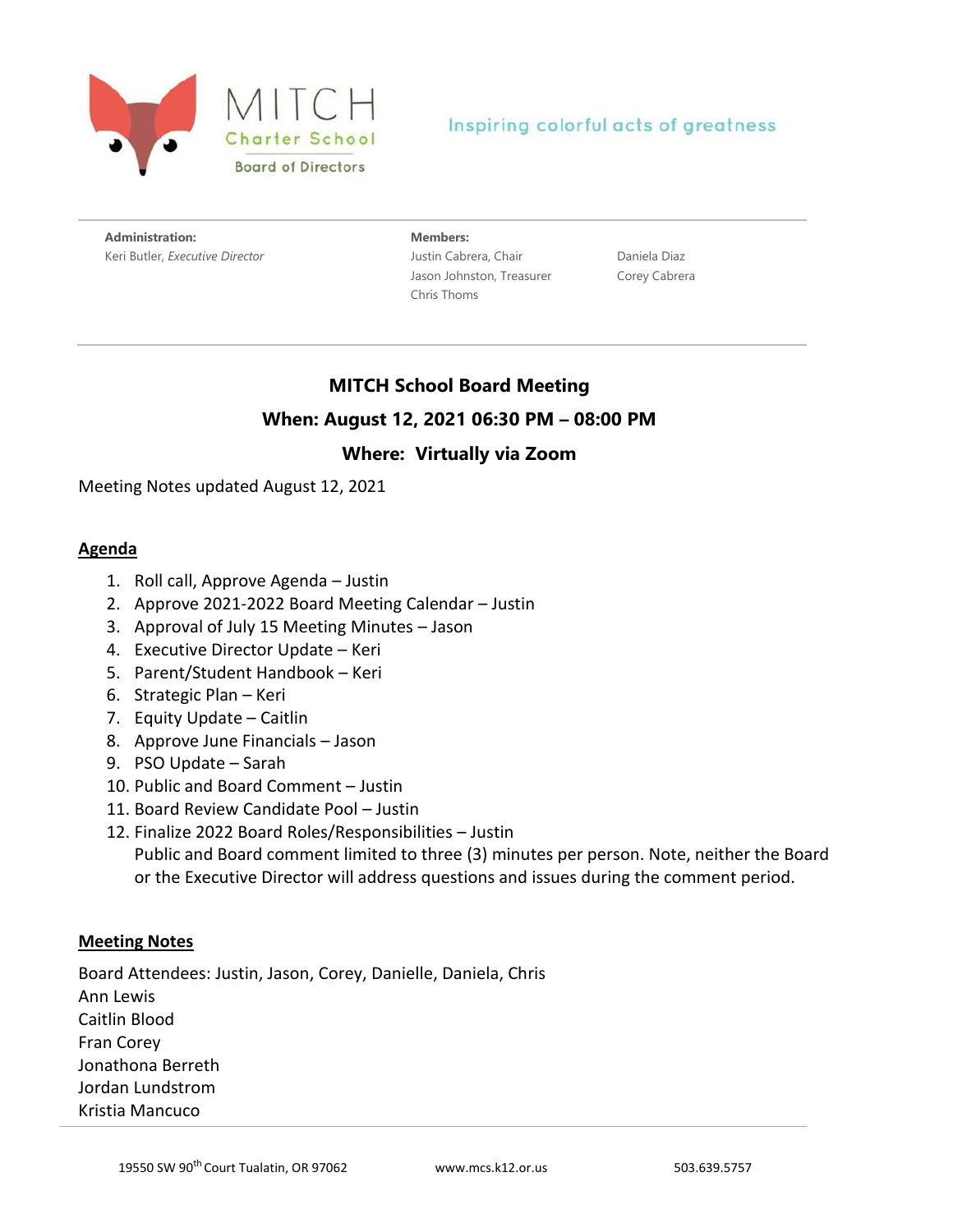MITCH
Charter School
Board of Directors

Inspiring colorful acts of greatness

**Administration:**
Keri Butler, *Executive Director*

**Members:**
Justin Cabrera, Chair
Jason Johnston, Treasurer
Chris Thoms
Daniela Diaz
Corey Cabrera

## MITCH School Board Meeting

## When: August 12, 2021 06:30 PM – 08:00 PM

## Where: Virtually via Zoom

Meeting Notes updated August 12, 2021

### Agenda

1. Roll call, Approve Agenda – Justin
2. Approve 2021-2022 Board Meeting Calendar – Justin
3. Approval of July 15 Meeting Minutes – Jason
4. Executive Director Update – Keri
5. Parent/Student Handbook – Keri
6. Strategic Plan – Keri
7. Equity Update – Caitlin
8. Approve June Financials – Jason
9. PSO Update – Sarah
10. Public and Board Comment – Justin
11. Board Review Candidate Pool – Justin
12. Finalize 2022 Board Roles/Responsibilities – Justin
    Public and Board comment limited to three (3) minutes per person. Note, neither the Board or the Executive Director will address questions and issues during the comment period.

### Meeting Notes

Board Attendees: Justin, Jason, Corey, Danielle, Daniela, Chris
Ann Lewis
Caitlin Blood
Fran Corey
Jonathona Berreth
Jordan Lundstrom
Kristia Mancuco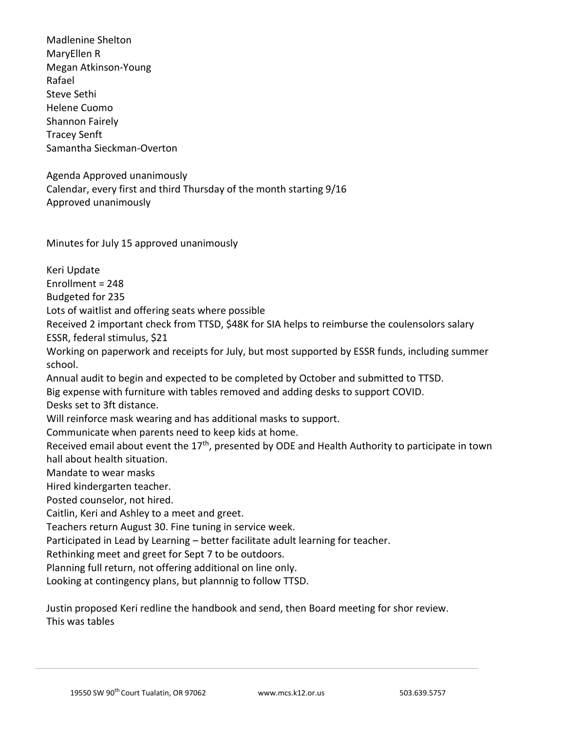Madlenine Shelton
MaryEllen R
Megan Atkinson-Young
Rafael
Steve Sethi
Helene Cuomo
Shannon Fairely
Tracey Senft
Samantha Sieckman-Overton

Agenda Approved unanimously
Calendar, every first and third Thursday of the month starting 9/16
Approved unanimously

Minutes for July 15 approved unanimously

Keri Update
Enrollment = 248
Budgeted for 235
Lots of waitlist and offering seats where possible
Received 2 important check from TTSD, $48K for SIA helps to reimburse the coulensolors salary
ESSR, federal stimulus, $21
Working on paperwork and receipts for July, but most supported by ESSR funds, including summer school.
Annual audit to begin and expected to be completed by October and submitted to TTSD.
Big expense with furniture with tables removed and adding desks to support COVID.
Desks set to 3ft distance.
Will reinforce mask wearing and has additional masks to support.
Communicate when parents need to keep kids at home.
Received email about event the 17th, presented by ODE and Health Authority to participate in town hall about health situation.
Mandate to wear masks
Hired kindergarten teacher.
Posted counselor, not hired.
Caitlin, Keri and Ashley to a meet and greet.
Teachers return August 30. Fine tuning in service week.
Participated in Lead by Learning – better facilitate adult learning for teacher.
Rethinking meet and greet for Sept 7 to be outdoors.
Planning full return, not offering additional on line only.
Looking at contingency plans, but plannnig to follow TTSD.

Justin proposed Keri redline the handbook and send, then Board meeting for shor review.
This was tables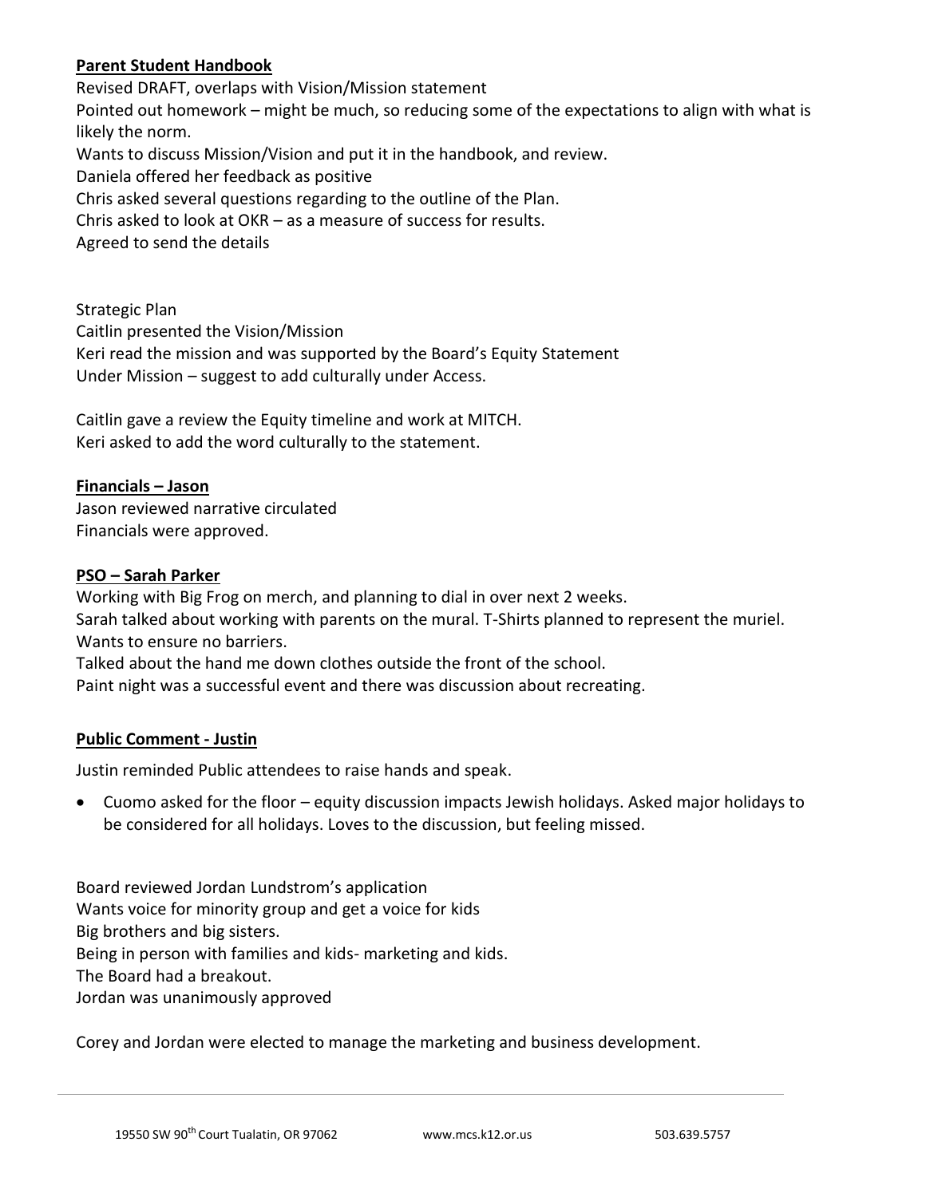**Parent Student Handbook**

Revised DRAFT, overlaps with Vision/Mission statement

Pointed out homework – might be much, so reducing some of the expectations to align with what is likely the norm.

Wants to discuss Mission/Vision and put it in the handbook, and review.

Daniela offered her feedback as positive

Chris asked several questions regarding to the outline of the Plan.

Chris asked to look at OKR – as a measure of success for results.

Agreed to send the details

Strategic Plan

Caitlin presented the Vision/Mission

Keri read the mission and was supported by the Board's Equity Statement

Under Mission – suggest to add culturally under Access.

Caitlin gave a review the Equity timeline and work at MITCH.

Keri asked to add the word culturally to the statement.

**Financials – Jason**

Jason reviewed narrative circulated

Financials were approved.

**PSO – Sarah Parker**

Working with Big Frog on merch, and planning to dial in over next 2 weeks.

Sarah talked about working with parents on the mural. T-Shirts planned to represent the muriel. Wants to ensure no barriers.

Talked about the hand me down clothes outside the front of the school.

Paint night was a successful event and there was discussion about recreating.

**Public Comment - Justin**

Justin reminded Public attendees to raise hands and speak.

- Cuomo asked for the floor – equity discussion impacts Jewish holidays. Asked major holidays to be considered for all holidays. Loves to the discussion, but feeling missed.

Board reviewed Jordan Lundstrom's application

Wants voice for minority group and get a voice for kids

Big brothers and big sisters.

Being in person with families and kids- marketing and kids.

The Board had a breakout.

Jordan was unanimously approved

Corey and Jordan were elected to manage the marketing and business development.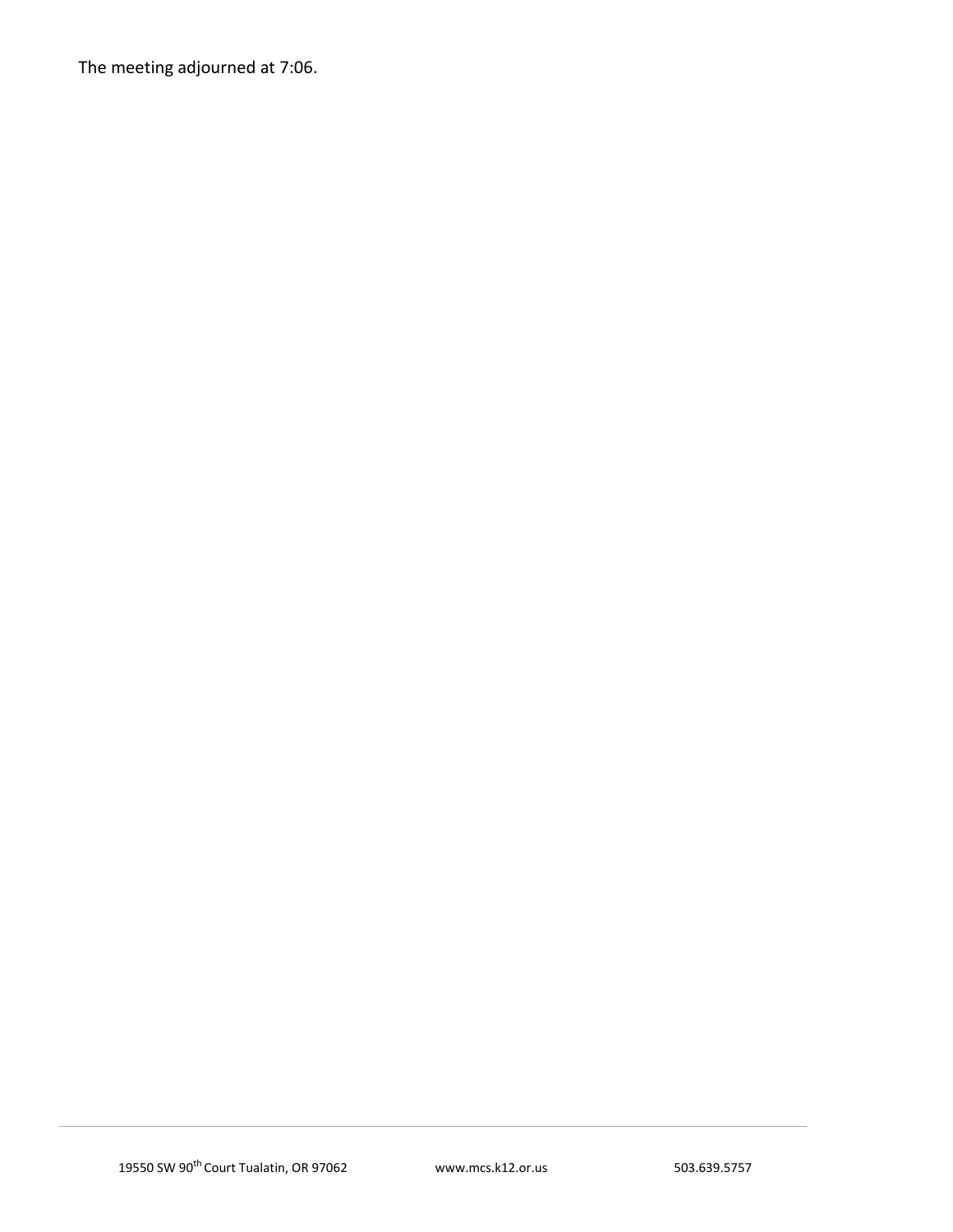The meeting adjourned at 7:06.